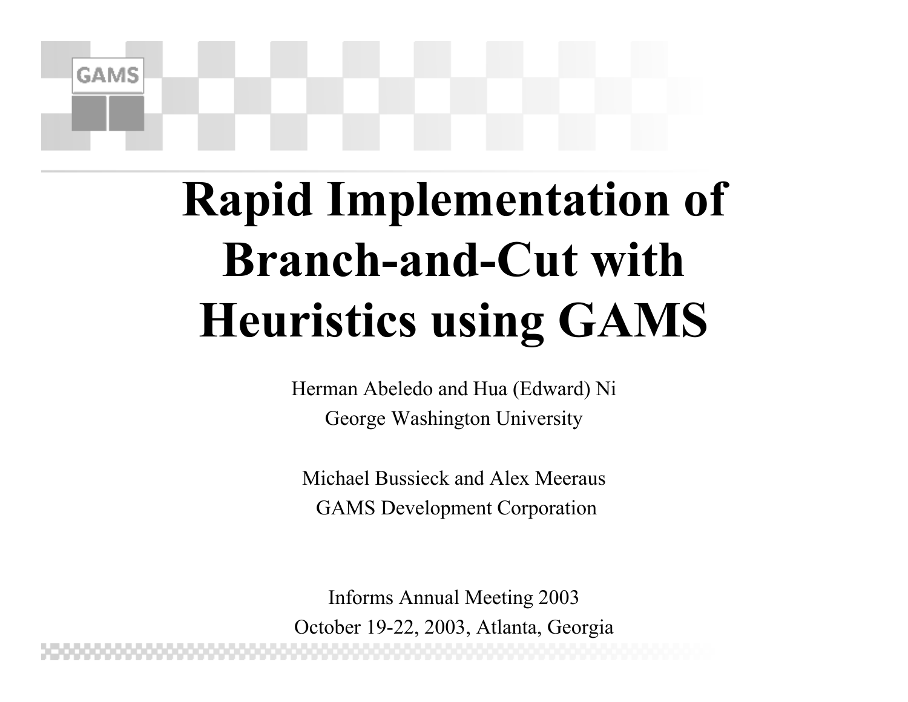# Rapid Implementation of Branch-and-Cut with Heuristics using GAMS

Herman Abeledo and Hua (Edward) Ni
George Washington University

Michael Bussieck and Alex Meeraus
GAMS Development Corporation

Informs Annual Meeting 2003
October 19-22, 2003, Atlanta, Georgia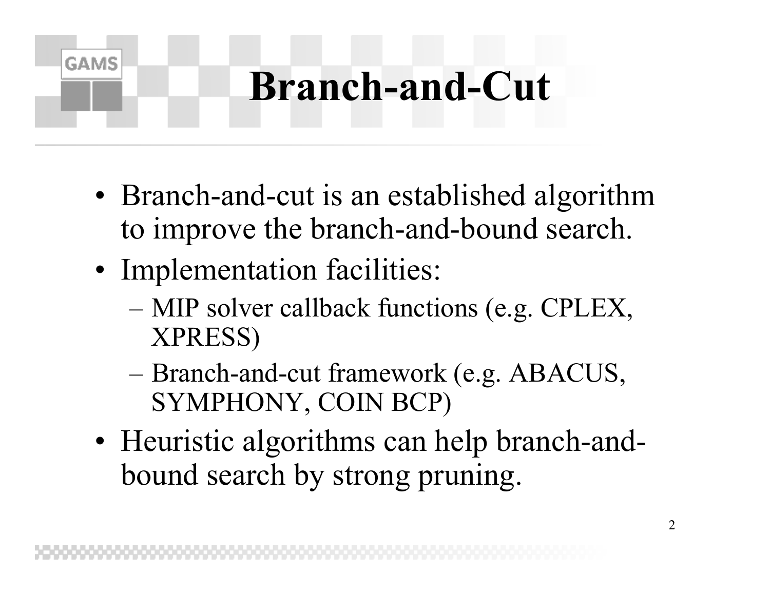# Branch-and-Cut

- Branch-and-cut is an established algorithm to improve the branch-and-bound search.
- Implementation facilities:
  - MIP solver callback functions (e.g. CPLEX, XPRESS)
  - Branch-and-cut framework (e.g. ABACUS, SYMPHONY, COIN BCP)
- Heuristic algorithms can help branch-and-bound search by strong pruning.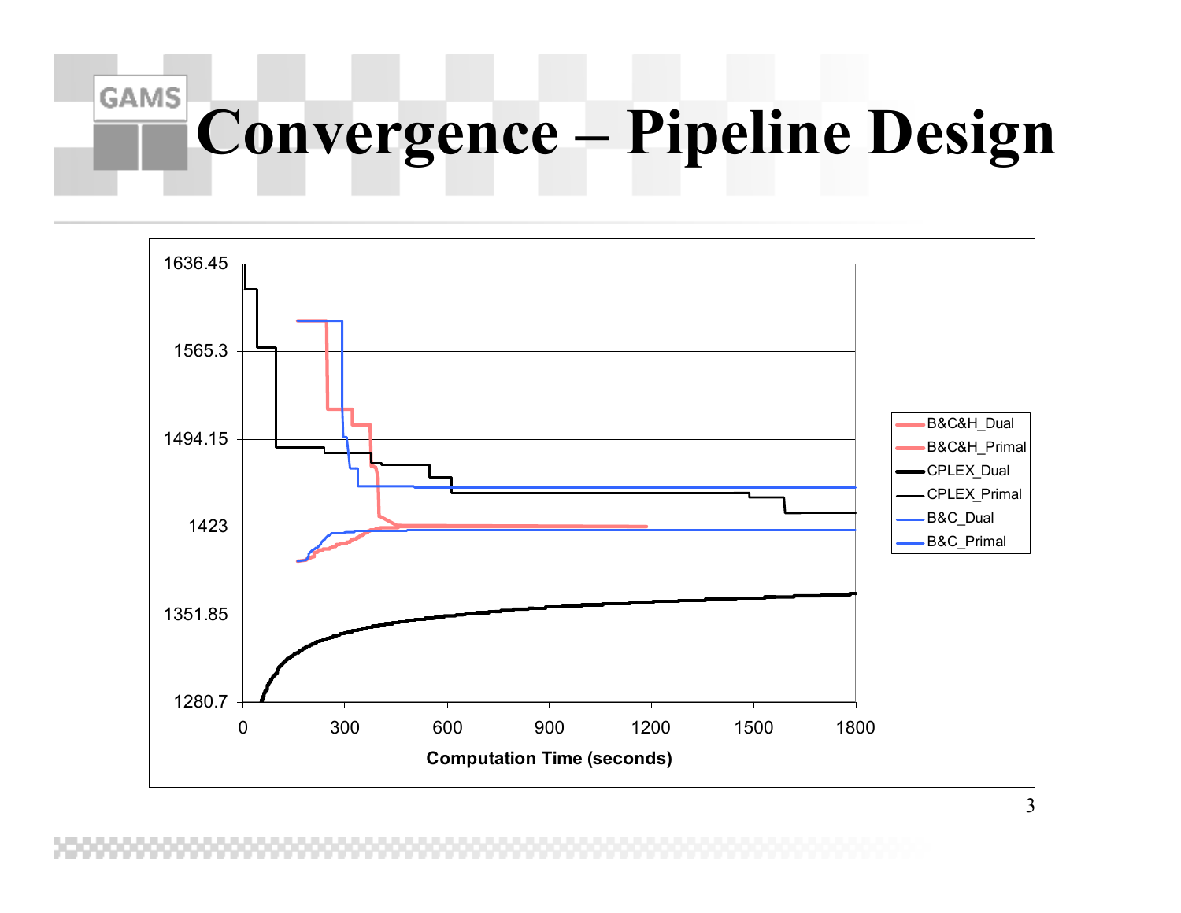# Convergence – Pipeline Design

1636.45

1565.3

1494.15

1423

1351.85

1280.7

0 300 600 900 1200 1500 1800

Computation Time (seconds)

B&C&H_Dual
B&C&H_Primal
CPLEX_Dual
CPLEX_Primal
B&C_Dual
B&C_Primal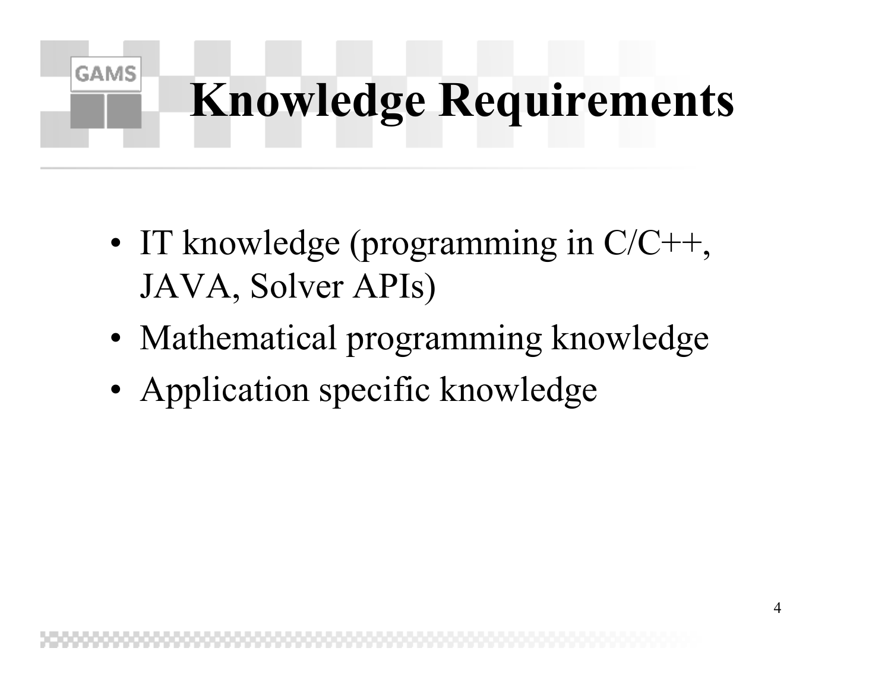# Knowledge Requirements

- IT knowledge (programming in C/C++, JAVA, Solver APIs)
- Mathematical programming knowledge
- Application specific knowledge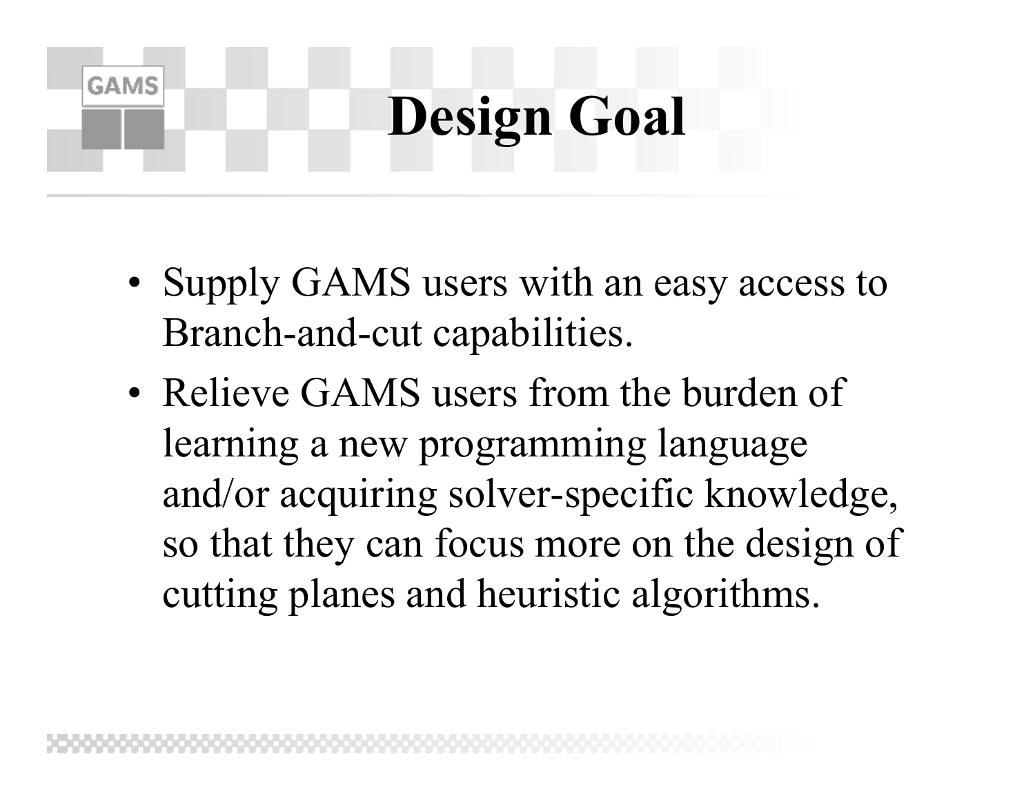# Design Goal

- Supply GAMS users with an easy access to Branch-and-cut capabilities.
- Relieve GAMS users from the burden of learning a new programming language and/or acquiring solver-specific knowledge, so that they can focus more on the design of cutting planes and heuristic algorithms.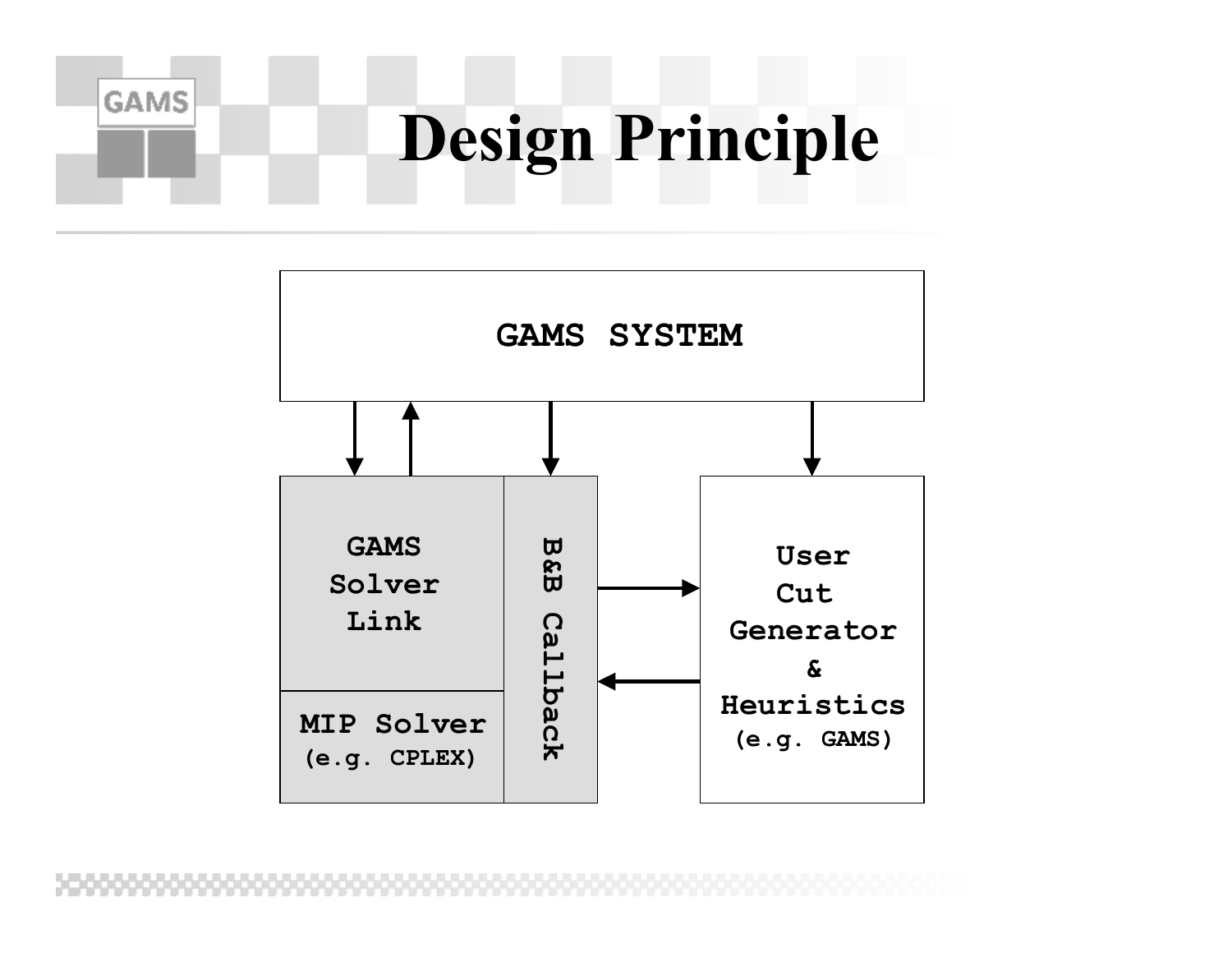# Design Principle

GAMS SYSTEM

GAMS Solver Link

MIP Solver (e.g. CPLEX)

B&B Callback

User Cut Generator & Heuristics (e.g. GAMS)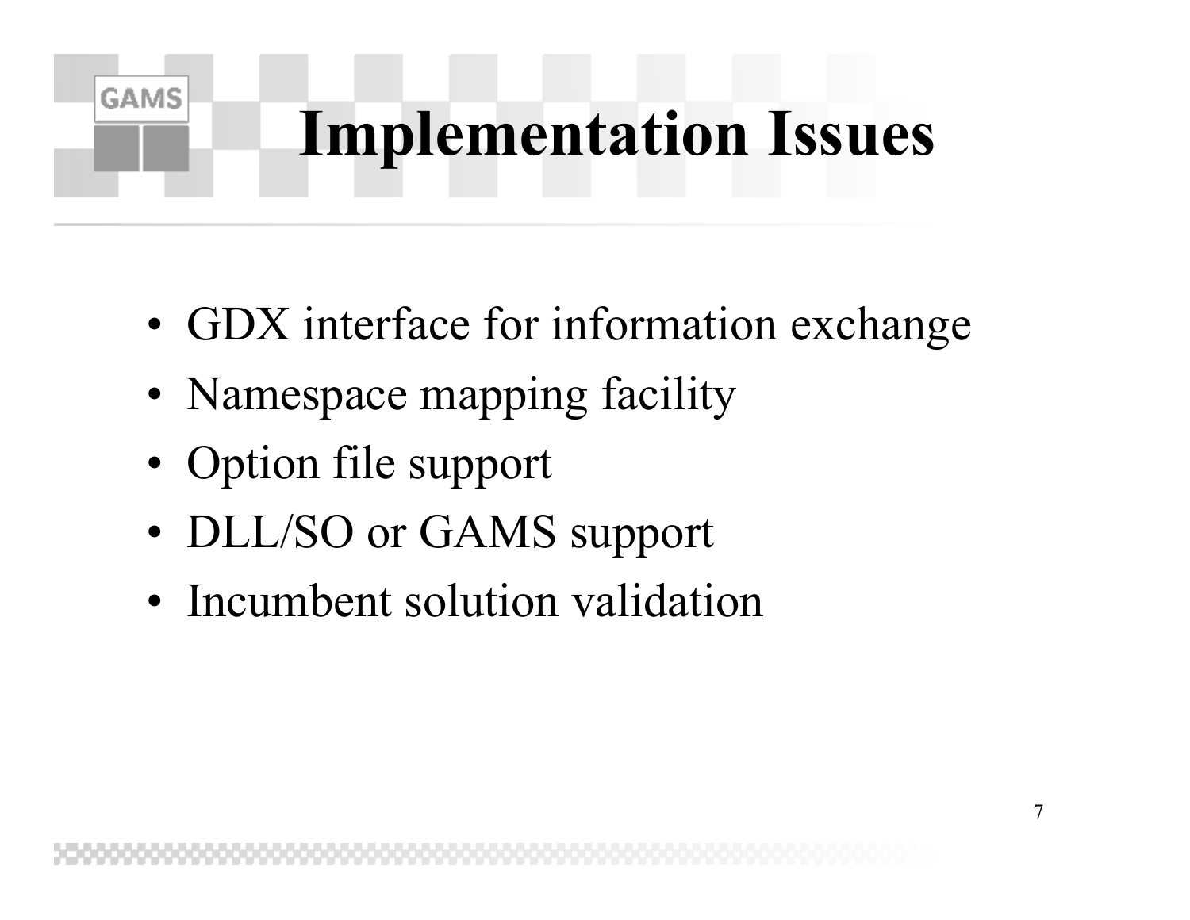# Implementation Issues

- GDX interface for information exchange
- Namespace mapping facility
- Option file support
- DLL/SO or GAMS support
- Incumbent solution validation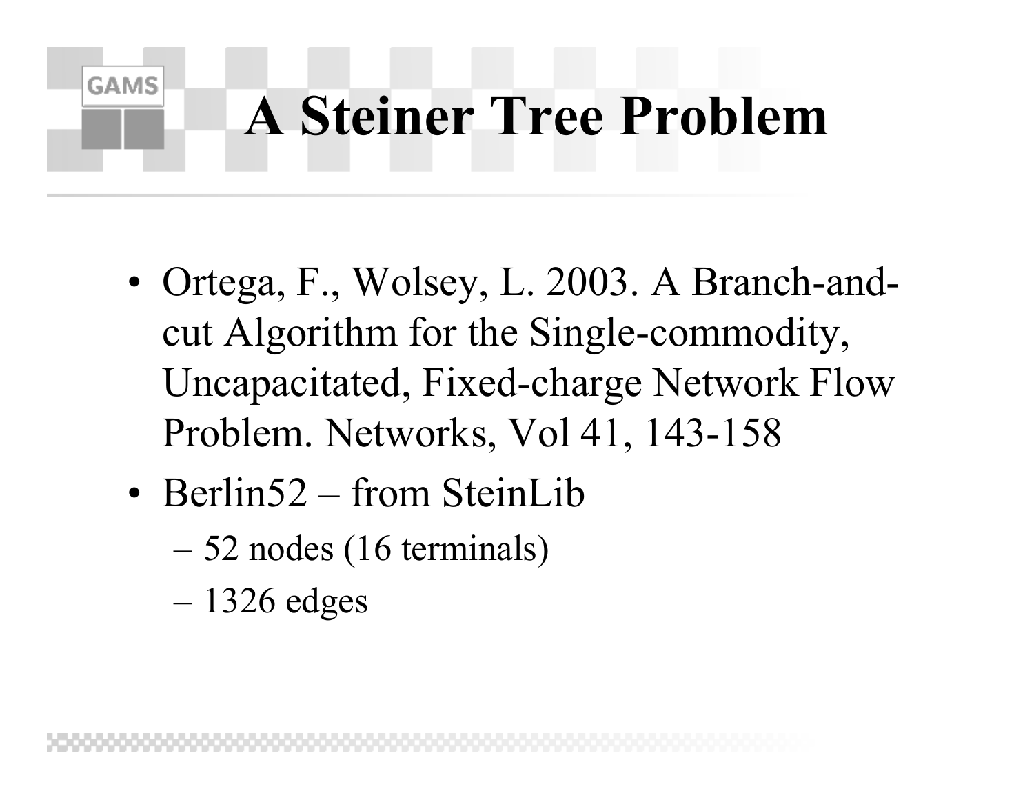# A Steiner Tree Problem

- Ortega, F., Wolsey, L. 2003. A Branch-and-cut Algorithm for the Single-commodity, Uncapacitated, Fixed-charge Network Flow Problem. Networks, Vol 41, 143-158
- Berlin52 – from SteinLib
  - 52 nodes (16 terminals)
  - 1326 edges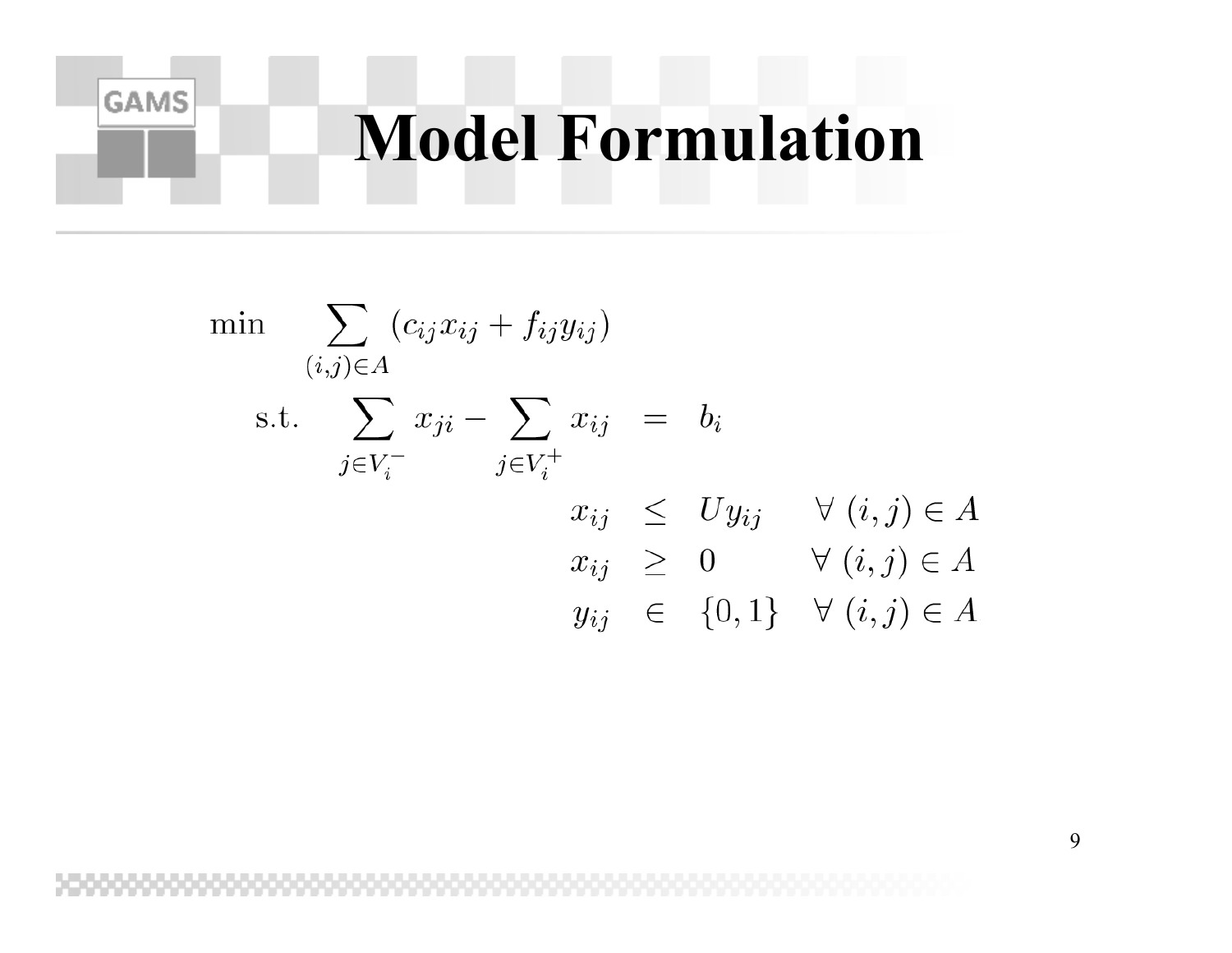# Model Formulation

$$
\begin{array}{llcll}
\min & \displaystyle\sum_{(i,j)\in A} (c_{ij}x_{ij} + f_{ij}y_{ij}) & & & \\
\text{s.t.} & \displaystyle\sum_{j\in V_i^-} x_{ji} - \sum_{j\in V_i^+} x_{ij} & = & b_i & \\
& x_{ij} & \leq & U y_{ij} & \forall\ (i,j)\in A \\
& x_{ij} & \geq & 0 & \forall\ (i,j)\in A \\
& y_{ij} & \in & \{0,1\} & \forall\ (i,j)\in A
\end{array}
$$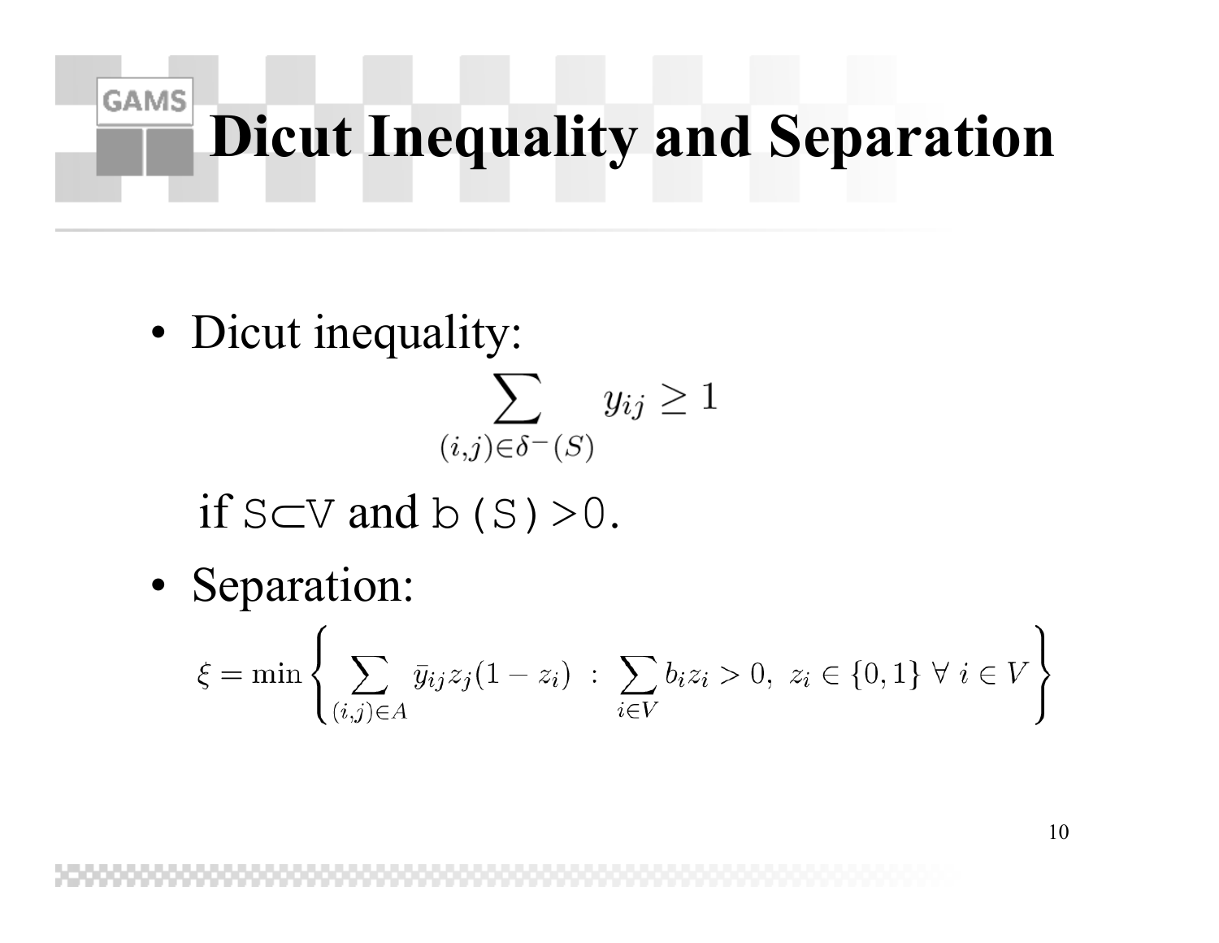# Dicut Inequality and Separation

- Dicut inequality:

$$\sum_{(i,j)\in\delta^-(S)} y_{ij} \geq 1$$

  if $S \subset V$ and $b(S) > 0$.

- Separation:

$$\xi = \min\left\{ \sum_{(i,j)\in A} \bar{y}_{ij} z_j (1 - z_i) \;:\; \sum_{i\in V} b_i z_i > 0,\ z_i \in \{0,1\}\ \forall\ i \in V \right\}$$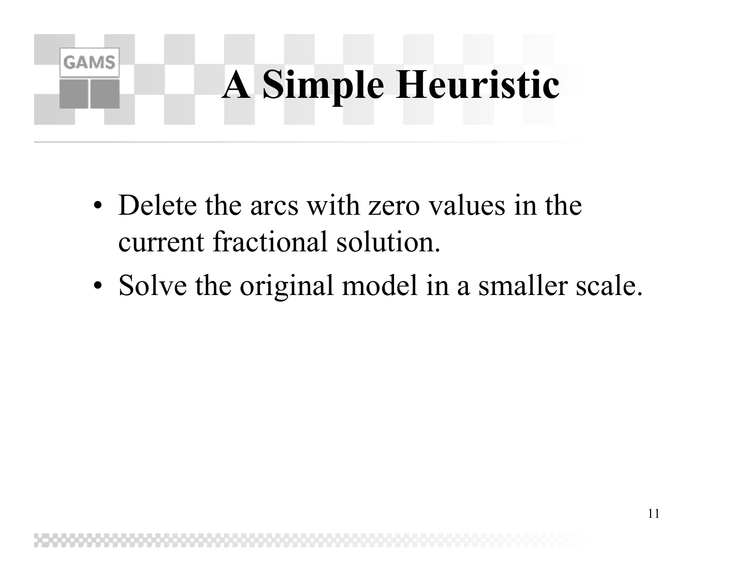# A Simple Heuristic

- Delete the arcs with zero values in the current fractional solution.
- Solve the original model in a smaller scale.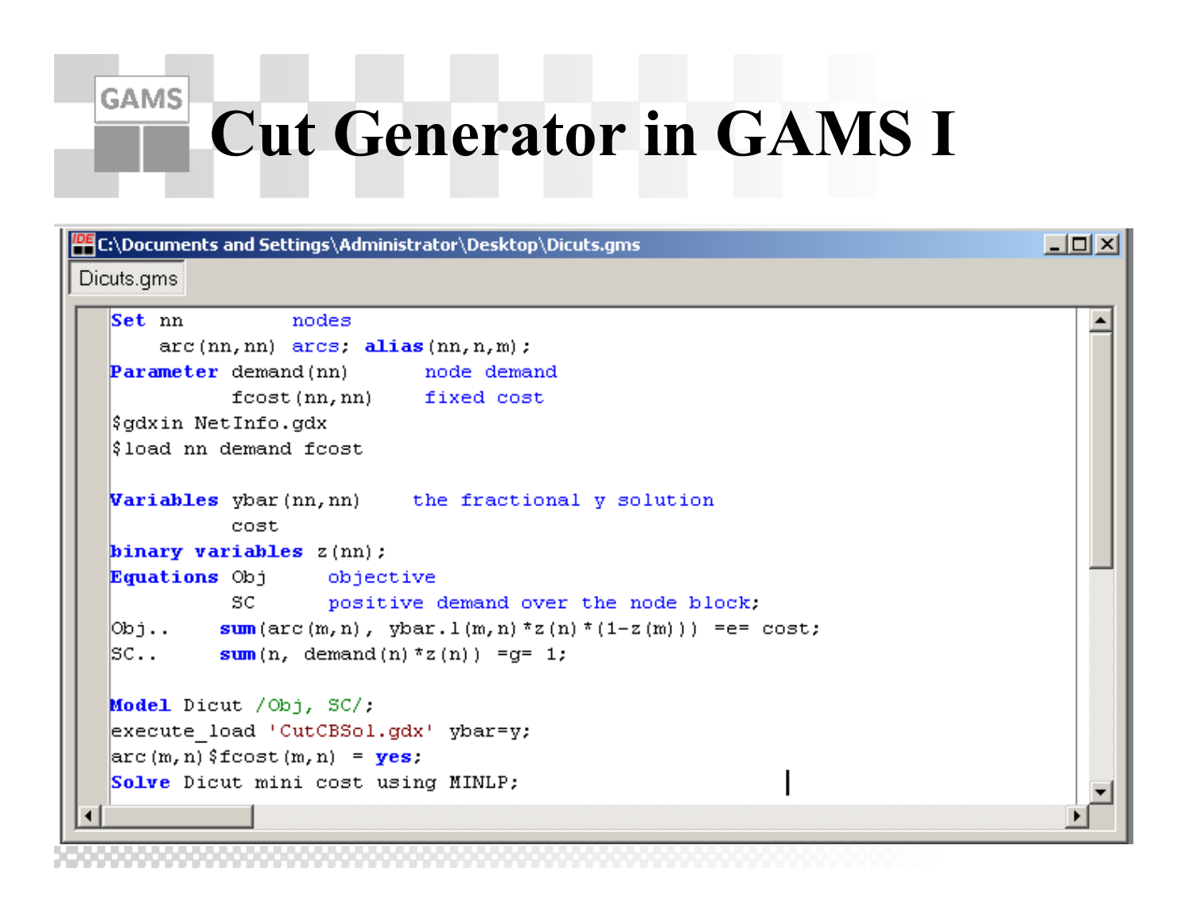# Cut Generator in GAMS I

C:\Documents and Settings\Administrator\Desktop\Dicuts.gms

Dicuts.gms

```
Set nn          nodes
    arc(nn,nn)  arcs; alias(nn,n,m);
Parameter demand(nn)       node demand
          fcost(nn,nn)     fixed cost
$gdxin NetInfo.gdx
$load nn demand fcost

Variables ybar(nn,nn)     the fractional y solution
          cost
binary variables z(nn);
Equations Obj      objective
          SC       positive demand over the node block;
Obj..     sum(arc(m,n), ybar.l(m,n)*z(n)*(1-z(m))) =e= cost;
SC..      sum(n, demand(n)*z(n)) =g= 1;

Model Dicut /Obj, SC/;
execute_load 'CutCBSol.gdx' ybar=y;
arc(m,n)$fcost(m,n) = yes;
Solve Dicut mini cost using MINLP;
```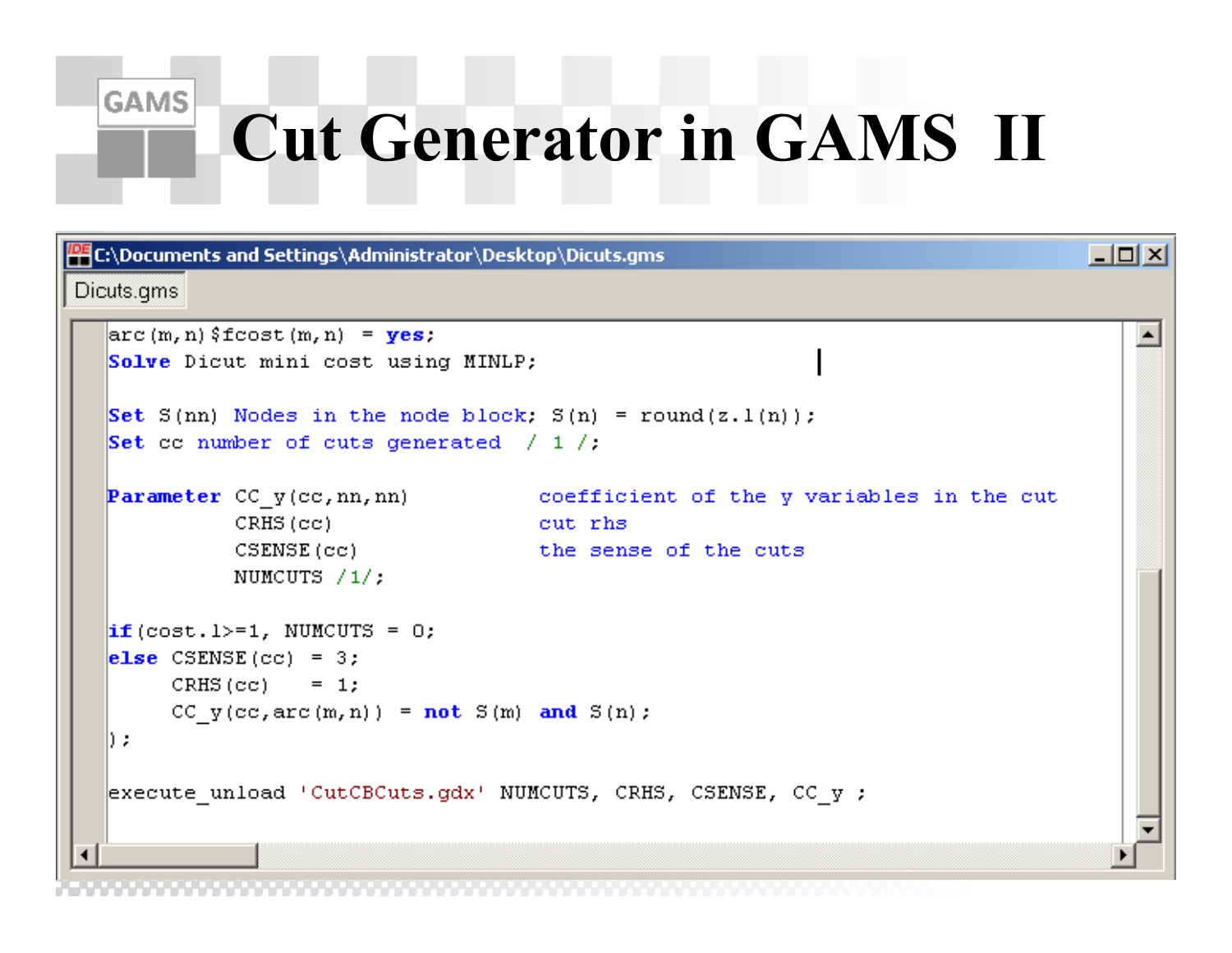# Cut Generator in GAMS II

C:\Documents and Settings\Administrator\Desktop\Dicuts.gms

Dicuts.gms

```
arc(m,n)$fcost(m,n)  = yes;
Solve Dicut mini cost using MINLP;

Set S(nn) Nodes in the node block; S(n) = round(z.l(n));
Set cc number of cuts generated  / 1 /;

Parameter CC_y(cc,nn,nn)          coefficient of the y variables in the cut
          CRHS(cc)                cut rhs
          CSENSE(cc)              the sense of the cuts
          NUMCUTS /1/;

if(cost.l>=1, NUMCUTS = 0;
else CSENSE(cc)  = 3;
     CRHS(cc)    = 1;
     CC_y(cc,arc(m,n)) = not S(m) and S(n);
);

execute_unload 'CutCBCuts.gdx' NUMCUTS, CRHS, CSENSE, CC_y ;
```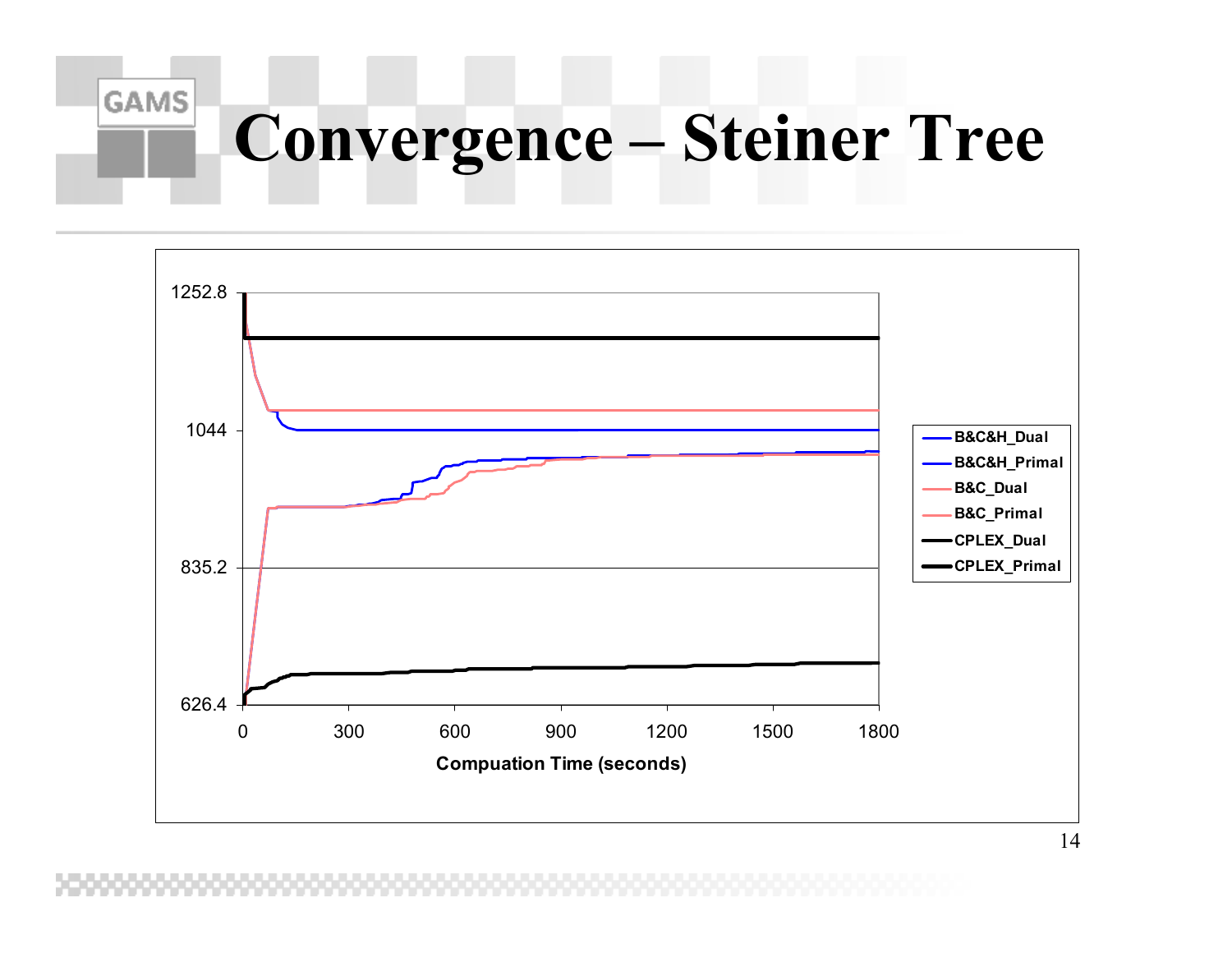# Convergence – Steiner Tree

1252.8

1044

835.2

626.4

0 300 600 900 1200 1500 1800

Compuation Time (seconds)

- B&C&H_Dual
- B&C&H_Primal
- B&C_Dual
- B&C_Primal
- CPLEX_Dual
- CPLEX_Primal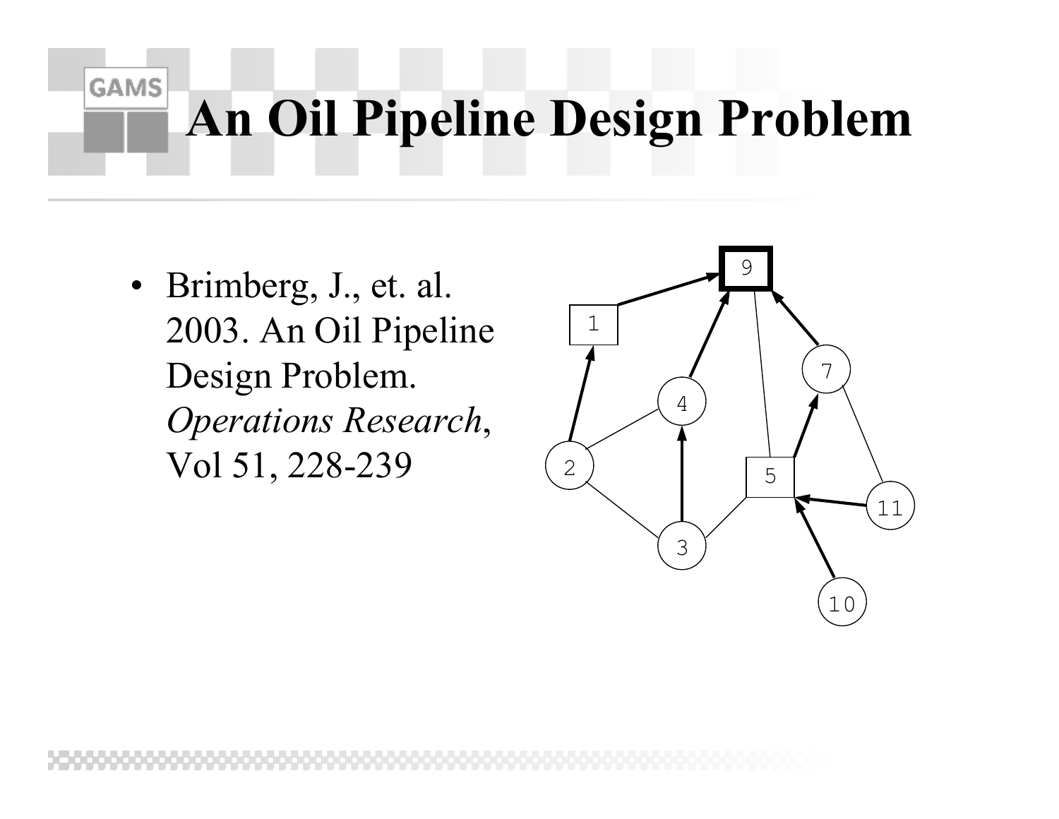# An Oil Pipeline Design Problem

- Brimberg, J., et. al. 2003. An Oil Pipeline Design Problem. *Operations Research*, Vol 51, 228-239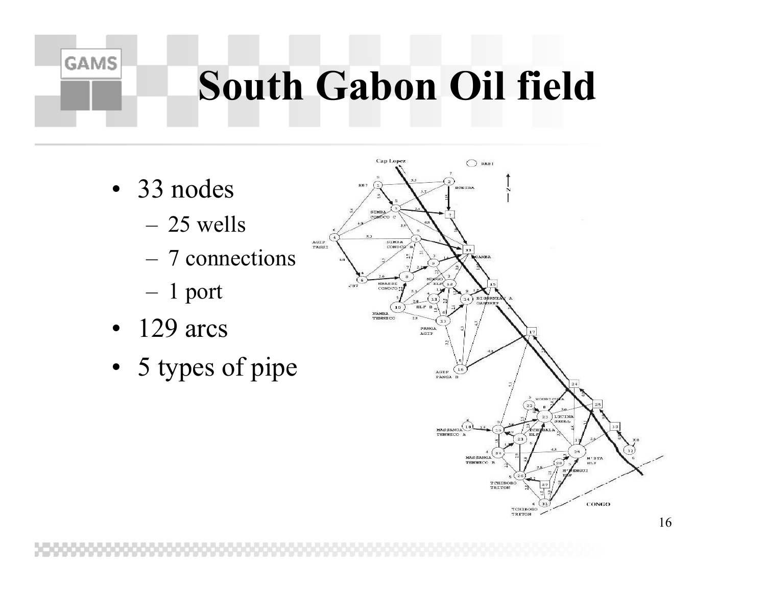# South Gabon Oil field

- 33 nodes
  - 25 wells
  - 7 connections
  - 1 port
- 129 arcs
- 5 types of pipe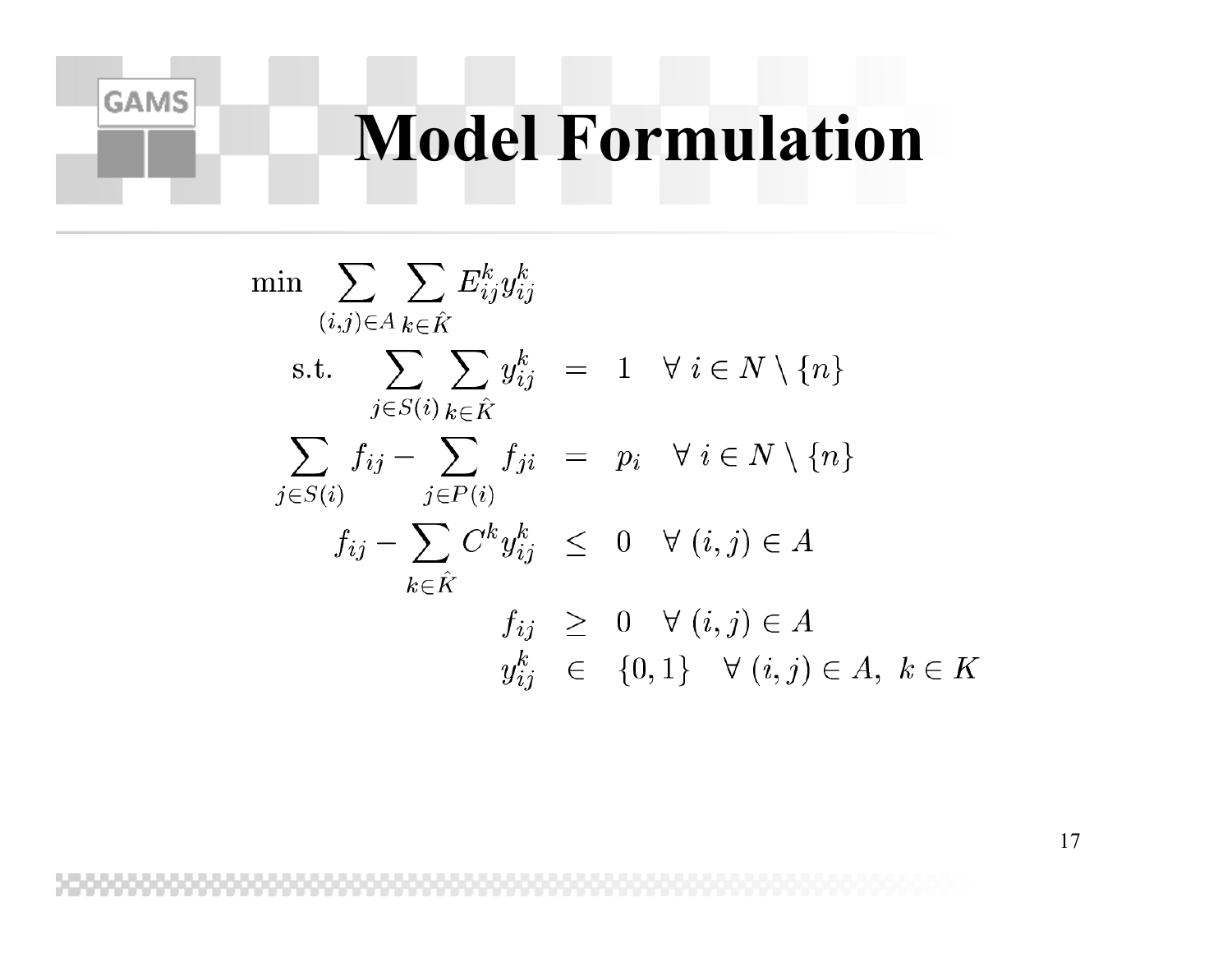# Model Formulation

$$
\begin{aligned}
\min \quad & \sum_{(i,j)\in A} \sum_{k\in \hat{K}} E_{ij}^{k} y_{ij}^{k} \\
\text{s.t.} \quad & \sum_{j\in S(i)} \sum_{k\in \hat{K}} y_{ij}^{k} = 1 \quad \forall\, i \in N \setminus \{n\} \\
& \sum_{j\in S(i)} f_{ij} - \sum_{j\in P(i)} f_{ji} = p_i \quad \forall\, i \in N \setminus \{n\} \\
& f_{ij} - \sum_{k\in \hat{K}} C^{k} y_{ij}^{k} \leq 0 \quad \forall\, (i,j) \in A \\
& f_{ij} \geq 0 \quad \forall\, (i,j) \in A \\
& y_{ij}^{k} \in \{0,1\} \quad \forall\, (i,j) \in A,\ k \in K
\end{aligned}
$$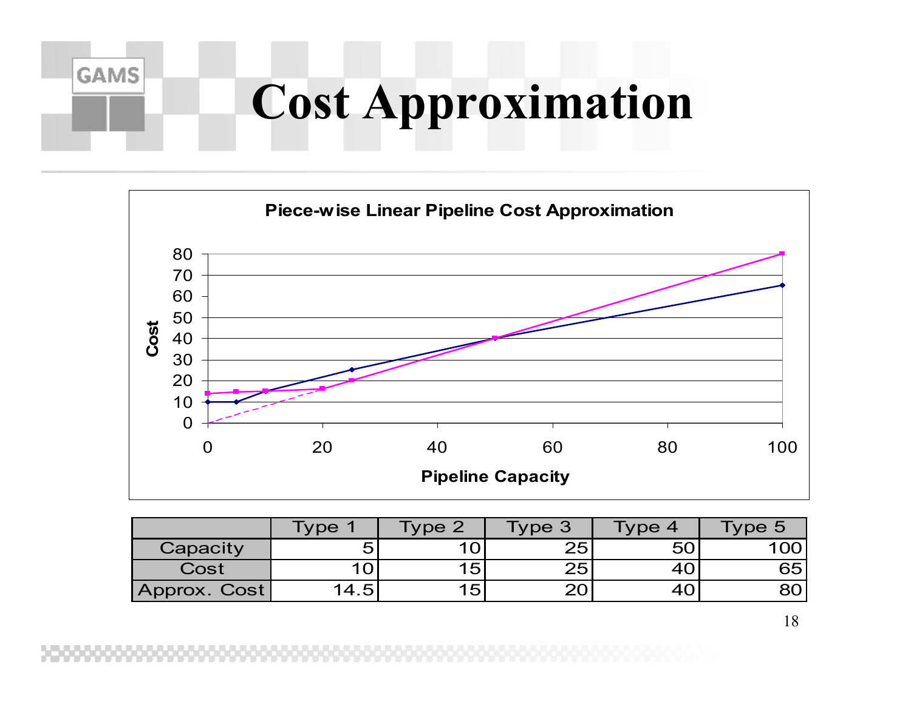# Cost Approximation

**Piece-wise Linear Pipeline Cost Approximation**

| | Type 1 | Type 2 | Type 3 | Type 4 | Type 5 |
|---|---|---|---|---|---|
| Capacity | 5 | 10 | 25 | 50 | 100 |
| Cost | 10 | 15 | 25 | 40 | 65 |
| Approx. Cost | 14.5 | 15 | 20 | 40 | 80 |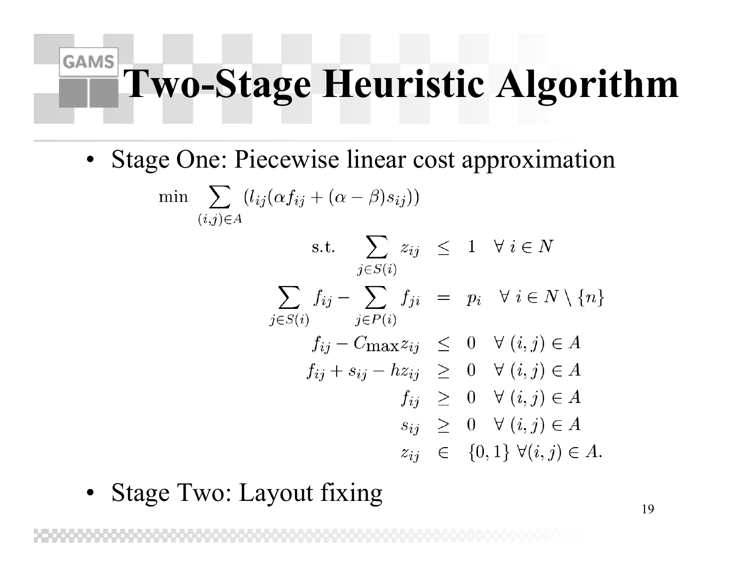# Two-Stage Heuristic Algorithm

- Stage One: Piecewise linear cost approximation

$$
\min \sum_{(i,j)\in A} (l_{ij}(\alpha f_{ij} + (\alpha - \beta) s_{ij}))
$$

$$
\begin{aligned}
\text{s.t.} \quad \sum_{j\in S(i)} z_{ij} &\leq 1 \quad \forall\, i \in N \\
\sum_{j\in S(i)} f_{ij} - \sum_{j\in P(i)} f_{ji} &= p_i \quad \forall\, i \in N \setminus \{n\} \\
f_{ij} - C_{\max} z_{ij} &\leq 0 \quad \forall\, (i,j) \in A \\
f_{ij} + s_{ij} - h z_{ij} &\geq 0 \quad \forall\, (i,j) \in A \\
f_{ij} &\geq 0 \quad \forall\, (i,j) \in A \\
s_{ij} &\geq 0 \quad \forall\, (i,j) \in A \\
z_{ij} &\in \{0,1\} \ \forall (i,j) \in A.
\end{aligned}
$$

- Stage Two: Layout fixing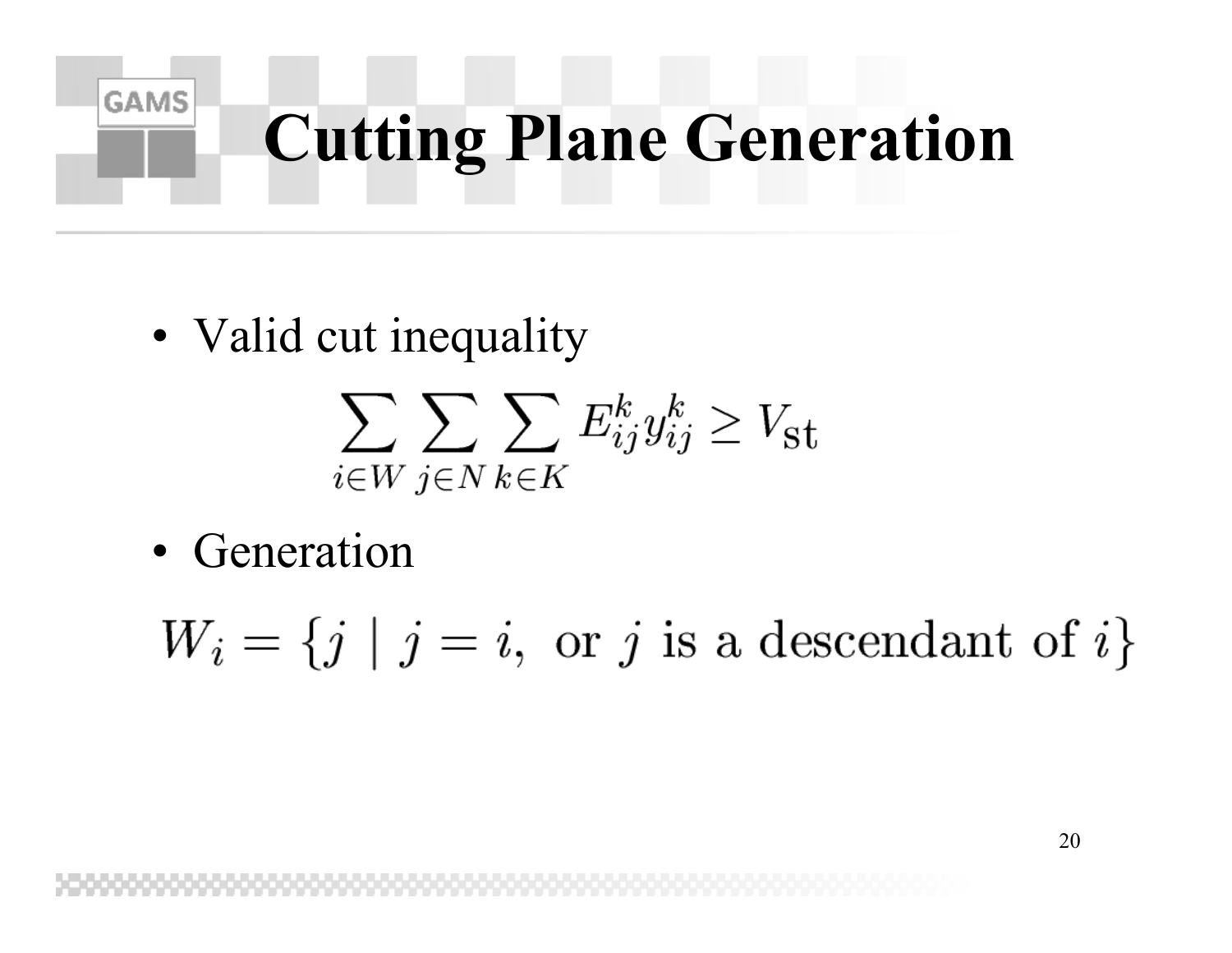# Cutting Plane Generation

- Valid cut inequality

$$\sum_{i \in W} \sum_{j \in N} \sum_{k \in K} E_{ij}^{k} y_{ij}^{k} \geq V_{\mathrm{st}}$$

- Generation

$$W_i = \{j \mid j = i, \text{ or } j \text{ is a descendant of } i\}$$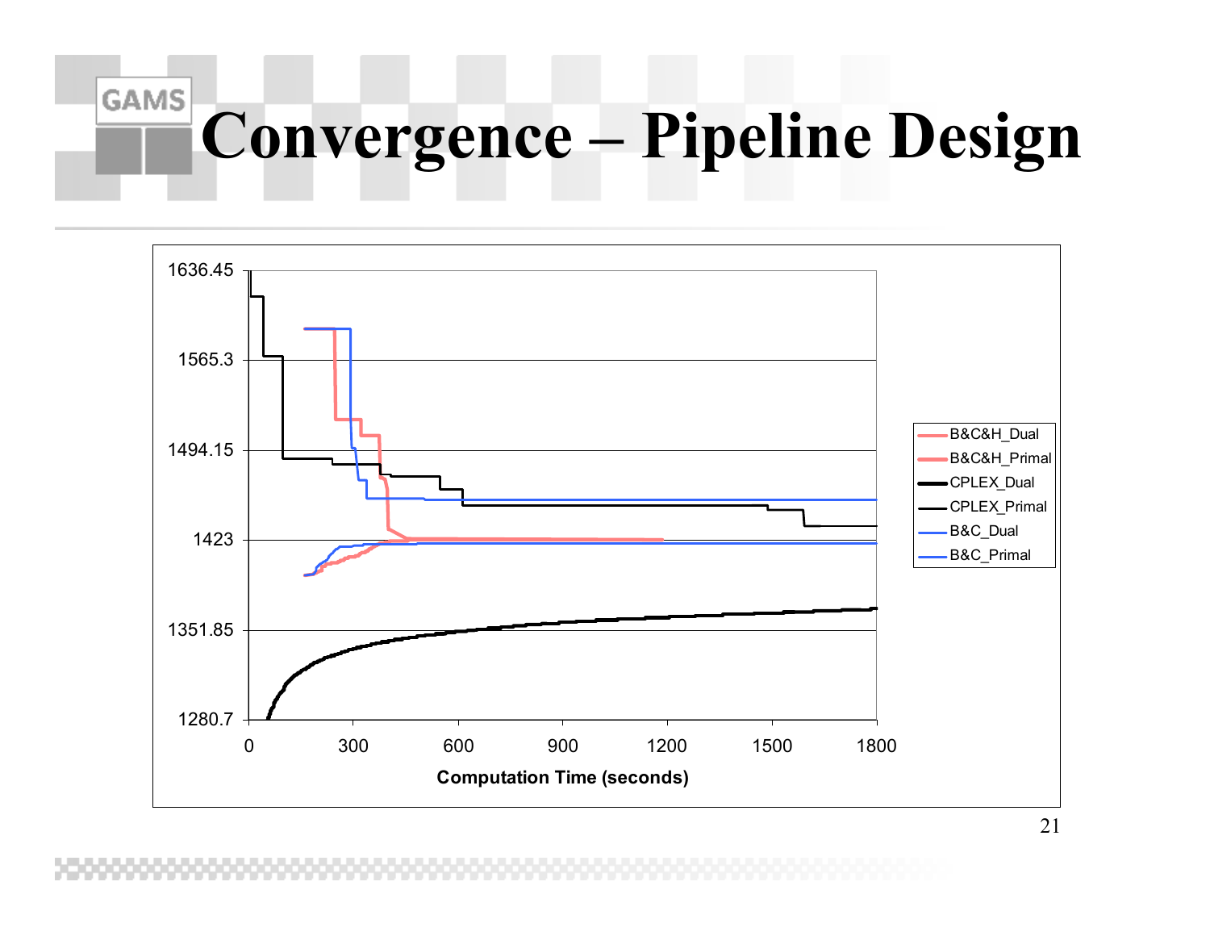# Convergence – Pipeline Design

1636.45

1565.3

1494.15

1423

1351.85

1280.7

0 300 600 900 1200 1500 1800

**Computation Time (seconds)**

B&C&H_Dual
B&C&H_Primal
CPLEX_Dual
CPLEX_Primal
B&C_Dual
B&C_Primal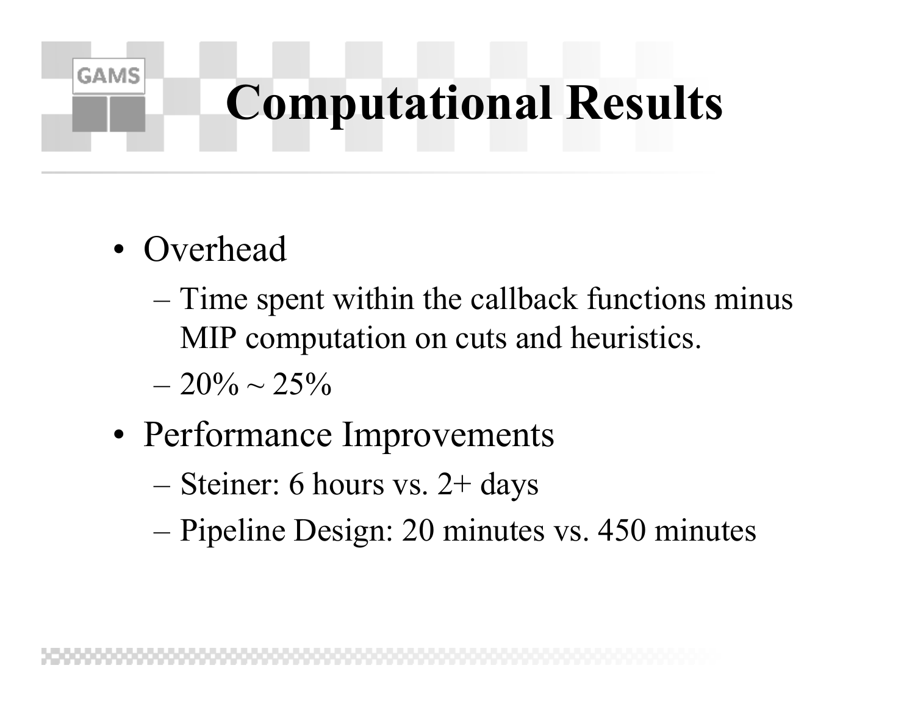# Computational Results

- Overhead
  - Time spent within the callback functions minus MIP computation on cuts and heuristics.
  - 20% ~ 25%
- Performance Improvements
  - Steiner: 6 hours vs. 2+ days
  - Pipeline Design: 20 minutes vs. 450 minutes